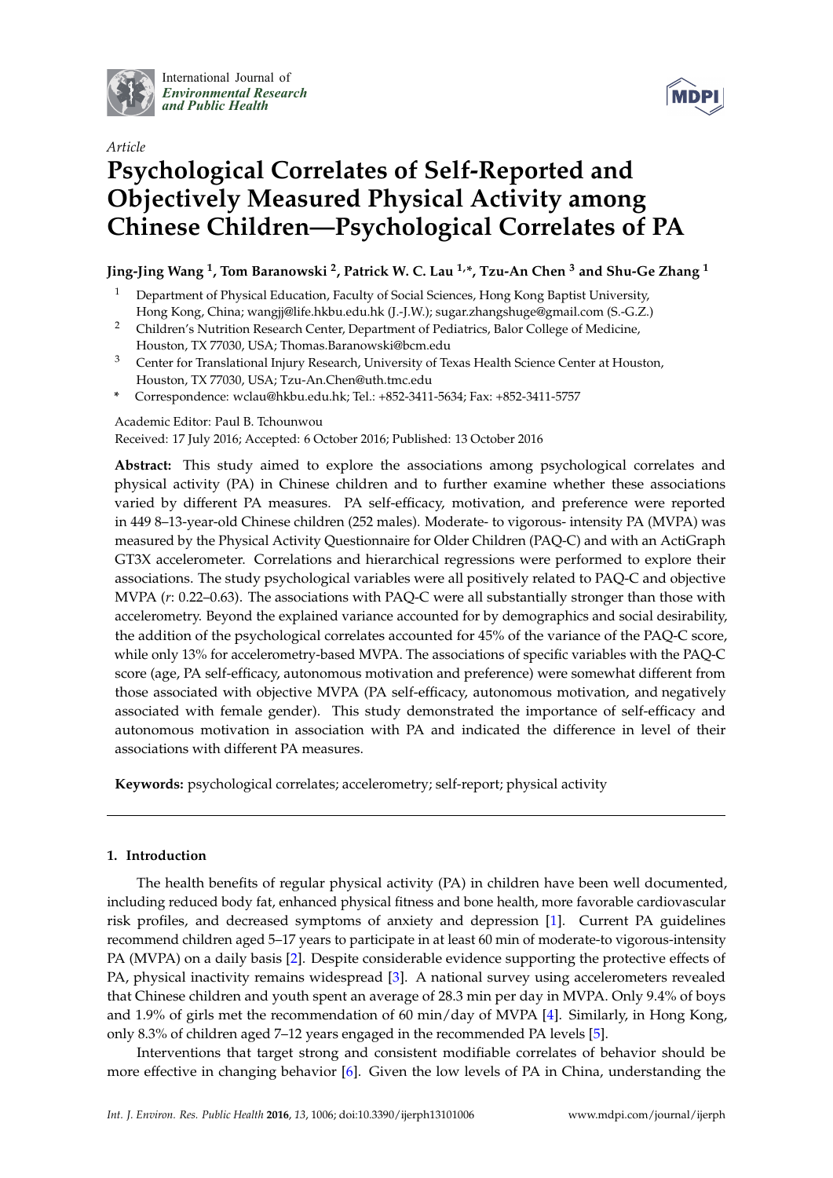International Journal of *Environmental Research and Public Health*

*Article*

# Psychological Correlates of Self-Reported and Objectively Measured Physical Activity among Chinese Children—Psychological Correlates of PA

**Jing-Jing Wang [1], Tom Baranowski [2], Patrick W. C. Lau [1,*], Tzu-An Chen [3] and Shu-Ge Zhang [1]**

[1] Department of Physical Education, Faculty of Social Sciences, Hong Kong Baptist University, Hong Kong, China; wangjj@life.hkbu.edu.hk (J.-J.W.); sugar.zhangshuge@gmail.com (S.-G.Z.)

[2] Children's Nutrition Research Center, Department of Pediatrics, Balor College of Medicine, Houston, TX 77030, USA; Thomas.Baranowski@bcm.edu

[3] Center for Translational Injury Research, University of Texas Health Science Center at Houston, Houston, TX 77030, USA; Tzu-An.Chen@uth.tmc.edu

\* Correspondence: wclau@hkbu.edu.hk; Tel.: +852-3411-5634; Fax: +852-3411-5757

Academic Editor: Paul B. Tchounwou

Received: 17 July 2016; Accepted: 6 October 2016; Published: 13 October 2016

**Abstract:** This study aimed to explore the associations among psychological correlates and physical activity (PA) in Chinese children and to further examine whether these associations varied by different PA measures. PA self-efficacy, motivation, and preference were reported in 449 8–13-year-old Chinese children (252 males). Moderate- to vigorous- intensity PA (MVPA) was measured by the Physical Activity Questionnaire for Older Children (PAQ-C) and with an ActiGraph GT3X accelerometer. Correlations and hierarchical regressions were performed to explore their associations. The study psychological variables were all positively related to PAQ-C and objective MVPA ($r$: 0.22–0.63). The associations with PAQ-C were all substantially stronger than those with accelerometry. Beyond the explained variance accounted for by demographics and social desirability, the addition of the psychological correlates accounted for 45% of the variance of the PAQ-C score, while only 13% for accelerometry-based MVPA. The associations of specific variables with the PAQ-C score (age, PA self-efficacy, autonomous motivation and preference) were somewhat different from those associated with objective MVPA (PA self-efficacy, autonomous motivation, and negatively associated with female gender). This study demonstrated the importance of self-efficacy and autonomous motivation in association with PA and indicated the difference in level of their associations with different PA measures.

**Keywords:** psychological correlates; accelerometry; self-report; physical activity

## 1. Introduction

The health benefits of regular physical activity (PA) in children have been well documented, including reduced body fat, enhanced physical fitness and bone health, more favorable cardiovascular risk profiles, and decreased symptoms of anxiety and depression [1]. Current PA guidelines recommend children aged 5–17 years to participate in at least 60 min of moderate-to vigorous-intensity PA (MVPA) on a daily basis [2]. Despite considerable evidence supporting the protective effects of PA, physical inactivity remains widespread [3]. A national survey using accelerometers revealed that Chinese children and youth spent an average of 28.3 min per day in MVPA. Only 9.4% of boys and 1.9% of girls met the recommendation of 60 min/day of MVPA [4]. Similarly, in Hong Kong, only 8.3% of children aged 7–12 years engaged in the recommended PA levels [5].

Interventions that target strong and consistent modifiable correlates of behavior should be more effective in changing behavior [6]. Given the low levels of PA in China, understanding the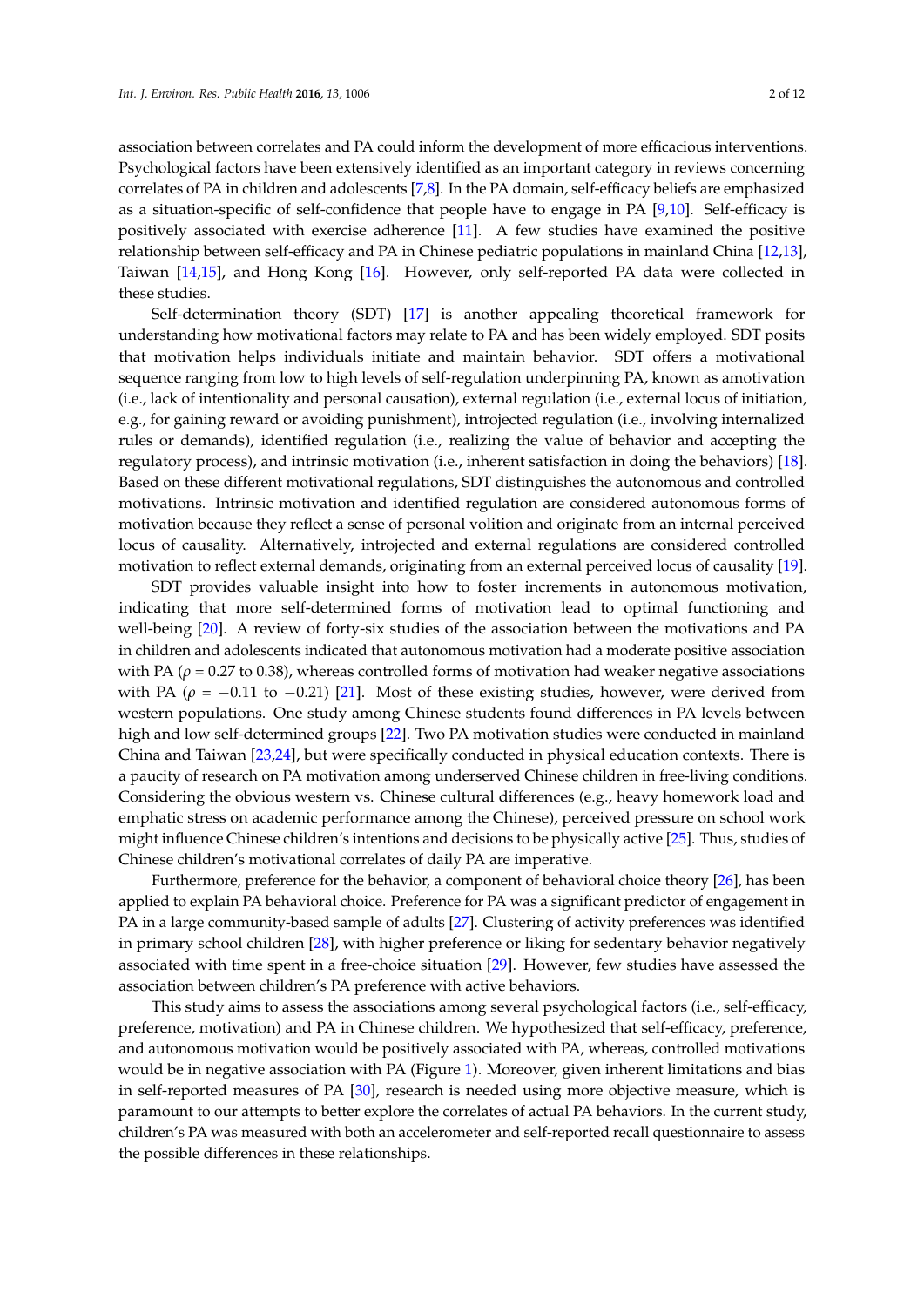association between correlates and PA could inform the development of more efficacious interventions. Psychological factors have been extensively identified as an important category in reviews concerning correlates of PA in children and adolescents [7,8]. In the PA domain, self-efficacy beliefs are emphasized as a situation-specific of self-confidence that people have to engage in PA [9,10]. Self-efficacy is positively associated with exercise adherence [11]. A few studies have examined the positive relationship between self-efficacy and PA in Chinese pediatric populations in mainland China [12,13], Taiwan [14,15], and Hong Kong [16]. However, only self-reported PA data were collected in these studies.

Self-determination theory (SDT) [17] is another appealing theoretical framework for understanding how motivational factors may relate to PA and has been widely employed. SDT posits that motivation helps individuals initiate and maintain behavior. SDT offers a motivational sequence ranging from low to high levels of self-regulation underpinning PA, known as amotivation (i.e., lack of intentionality and personal causation), external regulation (i.e., external locus of initiation, e.g., for gaining reward or avoiding punishment), introjected regulation (i.e., involving internalized rules or demands), identified regulation (i.e., realizing the value of behavior and accepting the regulatory process), and intrinsic motivation (i.e., inherent satisfaction in doing the behaviors) [18]. Based on these different motivational regulations, SDT distinguishes the autonomous and controlled motivations. Intrinsic motivation and identified regulation are considered autonomous forms of motivation because they reflect a sense of personal volition and originate from an internal perceived locus of causality. Alternatively, introjected and external regulations are considered controlled motivation to reflect external demands, originating from an external perceived locus of causality [19].

SDT provides valuable insight into how to foster increments in autonomous motivation, indicating that more self-determined forms of motivation lead to optimal functioning and well-being [20]. A review of forty-six studies of the association between the motivations and PA in children and adolescents indicated that autonomous motivation had a moderate positive association with PA ($\rho$ = 0.27 to 0.38), whereas controlled forms of motivation had weaker negative associations with PA ($\rho$ = −0.11 to −0.21) [21]. Most of these existing studies, however, were derived from western populations. One study among Chinese students found differences in PA levels between high and low self-determined groups [22]. Two PA motivation studies were conducted in mainland China and Taiwan [23,24], but were specifically conducted in physical education contexts. There is a paucity of research on PA motivation among underserved Chinese children in free-living conditions. Considering the obvious western vs. Chinese cultural differences (e.g., heavy homework load and emphatic stress on academic performance among the Chinese), perceived pressure on school work might influence Chinese children's intentions and decisions to be physically active [25]. Thus, studies of Chinese children's motivational correlates of daily PA are imperative.

Furthermore, preference for the behavior, a component of behavioral choice theory [26], has been applied to explain PA behavioral choice. Preference for PA was a significant predictor of engagement in PA in a large community-based sample of adults [27]. Clustering of activity preferences was identified in primary school children [28], with higher preference or liking for sedentary behavior negatively associated with time spent in a free-choice situation [29]. However, few studies have assessed the association between children's PA preference with active behaviors.

This study aims to assess the associations among several psychological factors (i.e., self-efficacy, preference, motivation) and PA in Chinese children. We hypothesized that self-efficacy, preference, and autonomous motivation would be positively associated with PA, whereas, controlled motivations would be in negative association with PA (Figure 1). Moreover, given inherent limitations and bias in self-reported measures of PA [30], research is needed using more objective measure, which is paramount to our attempts to better explore the correlates of actual PA behaviors. In the current study, children's PA was measured with both an accelerometer and self-reported recall questionnaire to assess the possible differences in these relationships.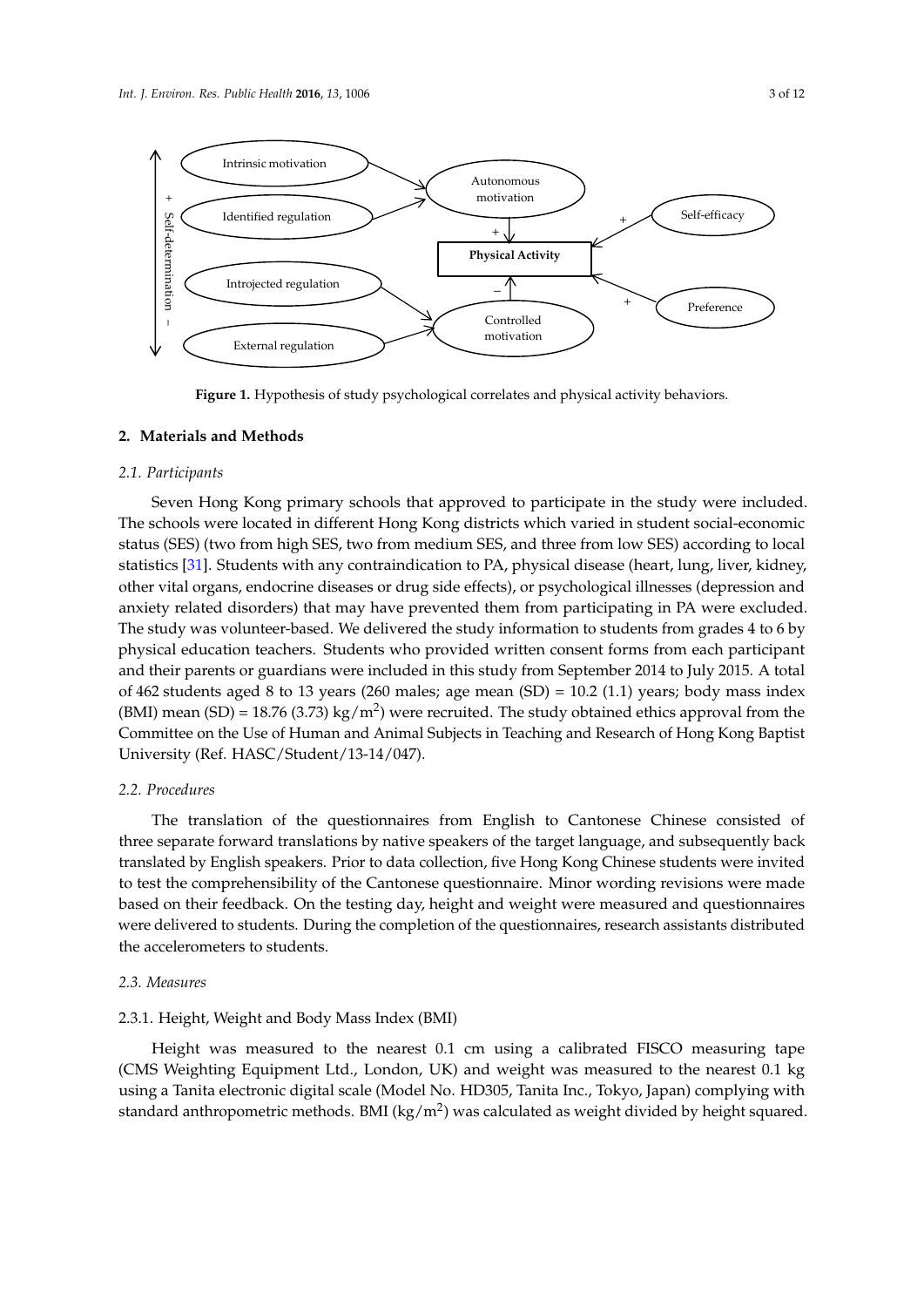Figure 1. Hypothesis of study psychological correlates and physical activity behaviors.

## 2. Materials and Methods

### 2.1. Participants

Seven Hong Kong primary schools that approved to participate in the study were included. The schools were located in different Hong Kong districts which varied in student social-economic status (SES) (two from high SES, two from medium SES, and three from low SES) according to local statistics [31]. Students with any contraindication to PA, physical disease (heart, lung, liver, kidney, other vital organs, endocrine diseases or drug side effects), or psychological illnesses (depression and anxiety related disorders) that may have prevented them from participating in PA were excluded. The study was volunteer-based. We delivered the study information to students from grades 4 to 6 by physical education teachers. Students who provided written consent forms from each participant and their parents or guardians were included in this study from September 2014 to July 2015. A total of 462 students aged 8 to 13 years (260 males; age mean (SD) = 10.2 (1.1) years; body mass index (BMI) mean (SD) = 18.76 (3.73) $kg/m^2$) were recruited. The study obtained ethics approval from the Committee on the Use of Human and Animal Subjects in Teaching and Research of Hong Kong Baptist University (Ref. HASC/Student/13-14/047).

### 2.2. Procedures

The translation of the questionnaires from English to Cantonese Chinese consisted of three separate forward translations by native speakers of the target language, and subsequently back translated by English speakers. Prior to data collection, five Hong Kong Chinese students were invited to test the comprehensibility of the Cantonese questionnaire. Minor wording revisions were made based on their feedback. On the testing day, height and weight were measured and questionnaires were delivered to students. During the completion of the questionnaires, research assistants distributed the accelerometers to students.

### 2.3. Measures

#### 2.3.1. Height, Weight and Body Mass Index (BMI)

Height was measured to the nearest 0.1 cm using a calibrated FISCO measuring tape (CMS Weighting Equipment Ltd., London, UK) and weight was measured to the nearest 0.1 kg using a Tanita electronic digital scale (Model No. HD305, Tanita Inc., Tokyo, Japan) complying with standard anthropometric methods. BMI ($kg/m^2$) was calculated as weight divided by height squared.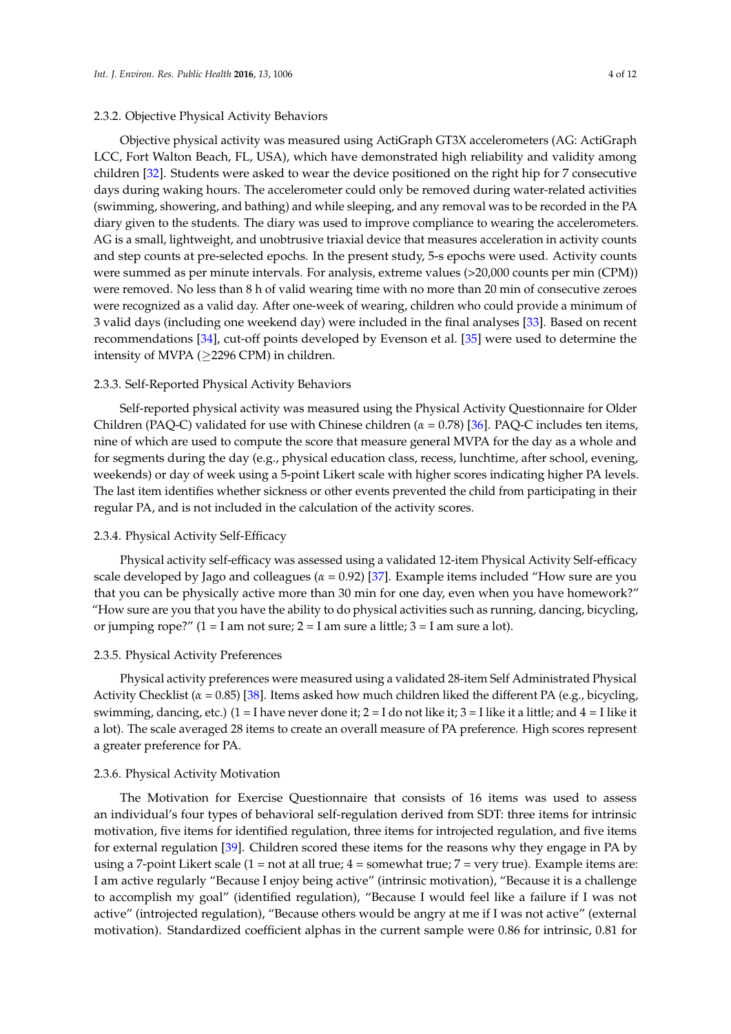### 2.3.2. Objective Physical Activity Behaviors

Objective physical activity was measured using ActiGraph GT3X accelerometers (AG: ActiGraph LCC, Fort Walton Beach, FL, USA), which have demonstrated high reliability and validity among children [32]. Students were asked to wear the device positioned on the right hip for 7 consecutive days during waking hours. The accelerometer could only be removed during water-related activities (swimming, showering, and bathing) and while sleeping, and any removal was to be recorded in the PA diary given to the students. The diary was used to improve compliance to wearing the accelerometers. AG is a small, lightweight, and unobtrusive triaxial device that measures acceleration in activity counts and step counts at pre-selected epochs. In the present study, 5-s epochs were used. Activity counts were summed as per minute intervals. For analysis, extreme values (>20,000 counts per min (CPM)) were removed. No less than 8 h of valid wearing time with no more than 20 min of consecutive zeroes were recognized as a valid day. After one-week of wearing, children who could provide a minimum of 3 valid days (including one weekend day) were included in the final analyses [33]. Based on recent recommendations [34], cut-off points developed by Evenson et al. [35] were used to determine the intensity of MVPA (≥2296 CPM) in children.

### 2.3.3. Self-Reported Physical Activity Behaviors

Self-reported physical activity was measured using the Physical Activity Questionnaire for Older Children (PAQ-C) validated for use with Chinese children ($\alpha = 0.78$) [36]. PAQ-C includes ten items, nine of which are used to compute the score that measure general MVPA for the day as a whole and for segments during the day (e.g., physical education class, recess, lunchtime, after school, evening, weekends) or day of week using a 5-point Likert scale with higher scores indicating higher PA levels. The last item identifies whether sickness or other events prevented the child from participating in their regular PA, and is not included in the calculation of the activity scores.

### 2.3.4. Physical Activity Self-Efficacy

Physical activity self-efficacy was assessed using a validated 12-item Physical Activity Self-efficacy scale developed by Jago and colleagues ($\alpha = 0.92$) [37]. Example items included "How sure are you that you can be physically active more than 30 min for one day, even when you have homework?" "How sure are you that you have the ability to do physical activities such as running, dancing, bicycling, or jumping rope?" (1 = I am not sure; 2 = I am sure a little; 3 = I am sure a lot).

### 2.3.5. Physical Activity Preferences

Physical activity preferences were measured using a validated 28-item Self Administrated Physical Activity Checklist ($\alpha = 0.85$) [38]. Items asked how much children liked the different PA (e.g., bicycling, swimming, dancing, etc.) (1 = I have never done it; 2 = I do not like it; 3 = I like it a little; and 4 = I like it a lot). The scale averaged 28 items to create an overall measure of PA preference. High scores represent a greater preference for PA.

### 2.3.6. Physical Activity Motivation

The Motivation for Exercise Questionnaire that consists of 16 items was used to assess an individual's four types of behavioral self-regulation derived from SDT: three items for intrinsic motivation, five items for identified regulation, three items for introjected regulation, and five items for external regulation [39]. Children scored these items for the reasons why they engage in PA by using a 7-point Likert scale (1 = not at all true; 4 = somewhat true; 7 = very true). Example items are: I am active regularly "Because I enjoy being active" (intrinsic motivation), "Because it is a challenge to accomplish my goal" (identified regulation), "Because I would feel like a failure if I was not active" (introjected regulation), "Because others would be angry at me if I was not active" (external motivation). Standardized coefficient alphas in the current sample were 0.86 for intrinsic, 0.81 for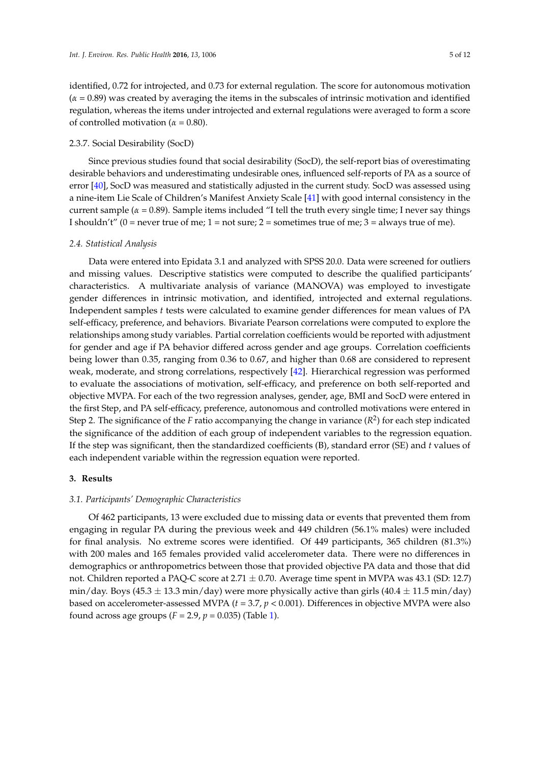identified, 0.72 for introjected, and 0.73 for external regulation. The score for autonomous motivation ($\alpha = 0.89$) was created by averaging the items in the subscales of intrinsic motivation and identified regulation, whereas the items under introjected and external regulations were averaged to form a score of controlled motivation ($\alpha = 0.80$).

#### 2.3.7. Social Desirability (SocD)

Since previous studies found that social desirability (SocD), the self-report bias of overestimating desirable behaviors and underestimating undesirable ones, influenced self-reports of PA as a source of error [40], SocD was measured and statistically adjusted in the current study. SocD was assessed using a nine-item Lie Scale of Children's Manifest Anxiety Scale [41] with good internal consistency in the current sample ($\alpha = 0.89$). Sample items included "I tell the truth every single time; I never say things I shouldn't" (0 = never true of me; 1 = not sure; 2 = sometimes true of me; 3 = always true of me).

### *2.4. Statistical Analysis*

Data were entered into Epidata 3.1 and analyzed with SPSS 20.0. Data were screened for outliers and missing values. Descriptive statistics were computed to describe the qualified participants' characteristics. A multivariate analysis of variance (MANOVA) was employed to investigate gender differences in intrinsic motivation, and identified, introjected and external regulations. Independent samples *t* tests were calculated to examine gender differences for mean values of PA self-efficacy, preference, and behaviors. Bivariate Pearson correlations were computed to explore the relationships among study variables. Partial correlation coefficients would be reported with adjustment for gender and age if PA behavior differed across gender and age groups. Correlation coefficients being lower than 0.35, ranging from 0.36 to 0.67, and higher than 0.68 are considered to represent weak, moderate, and strong correlations, respectively [42]. Hierarchical regression was performed to evaluate the associations of motivation, self-efficacy, and preference on both self-reported and objective MVPA. For each of the two regression analyses, gender, age, BMI and SocD were entered in the first Step, and PA self-efficacy, preference, autonomous and controlled motivations were entered in Step 2. The significance of the $F$ ratio accompanying the change in variance ($R^2$) for each step indicated the significance of the addition of each group of independent variables to the regression equation. If the step was significant, then the standardized coefficients (B), standard error (SE) and $t$ values of each independent variable within the regression equation were reported.

## 3. Results

### *3.1. Participants' Demographic Characteristics*

Of 462 participants, 13 were excluded due to missing data or events that prevented them from engaging in regular PA during the previous week and 449 children (56.1% males) were included for final analysis. No extreme scores were identified. Of 449 participants, 365 children (81.3%) with 200 males and 165 females provided valid accelerometer data. There were no differences in demographics or anthropometrics between those that provided objective PA data and those that did not. Children reported a PAQ-C score at $2.71 \pm 0.70$. Average time spent in MVPA was 43.1 (SD: 12.7) min/day. Boys ($45.3 \pm 13.3$ min/day) were more physically active than girls ($40.4 \pm 11.5$ min/day) based on accelerometer-assessed MVPA ($t = 3.7$, $p < 0.001$). Differences in objective MVPA were also found across age groups ($F = 2.9$, $p = 0.035$) (Table 1).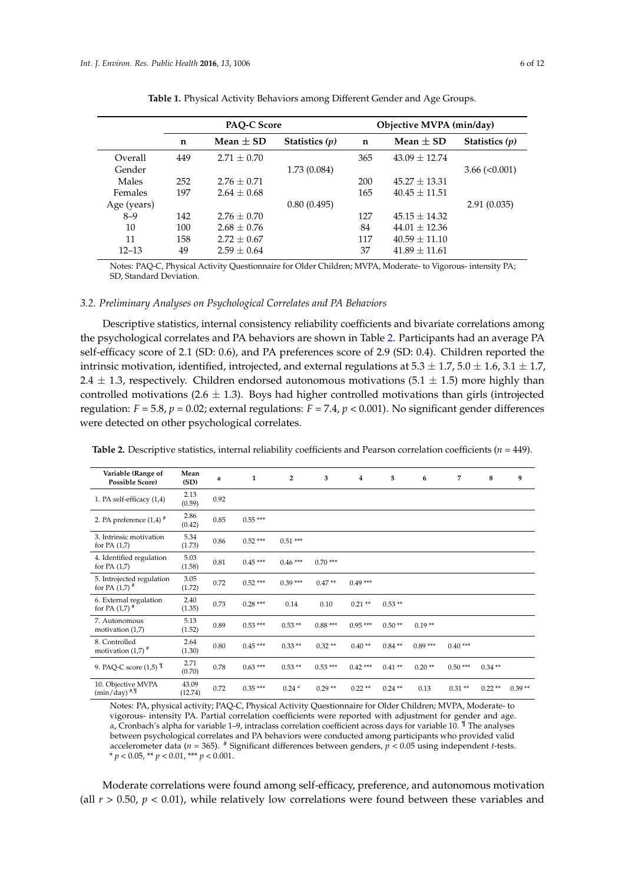**Table 1.** Physical Activity Behaviors among Different Gender and Age Groups.

| | PAQ-C Score | | | Objective MVPA (min/day) | | |
|---|---|---|---|---|---|---|
| | n | Mean ± SD | Statistics (p) | n | Mean ± SD | Statistics (p) |
| Overall | 449 | 2.71 ± 0.70 | | 365 | 43.09 ± 12.74 | |
| Gender | | | 1.73 (0.084) | | | 3.66 (<0.001) |
| Males | 252 | 2.76 ± 0.71 | | 200 | 45.27 ± 13.31 | |
| Females | 197 | 2.64 ± 0.68 | | 165 | 40.45 ± 11.51 | |
| Age (years) | | | 0.80 (0.495) | | | 2.91 (0.035) |
| 8–9 | 142 | 2.76 ± 0.70 | | 127 | 45.15 ± 14.32 | |
| 10 | 100 | 2.68 ± 0.76 | | 84 | 44.01 ± 12.36 | |
| 11 | 158 | 2.72 ± 0.67 | | 117 | 40.59 ± 11.10 | |
| 12–13 | 49 | 2.59 ± 0.64 | | 37 | 41.89 ± 11.61 | |

Notes: PAQ-C, Physical Activity Questionnaire for Older Children; MVPA, Moderate- to Vigorous- intensity PA; SD, Standard Deviation.

### 3.2. Preliminary Analyses on Psychological Correlates and PA Behaviors

Descriptive statistics, internal consistency reliability coefficients and bivariate correlations among the psychological correlates and PA behaviors are shown in Table 2. Participants had an average PA self-efficacy score of 2.1 (SD: 0.6), and PA preferences score of 2.9 (SD: 0.4). Children reported the intrinsic motivation, identified, introjected, and external regulations at 5.3 ± 1.7, 5.0 ± 1.6, 3.1 ± 1.7, 2.4 ± 1.3, respectively. Children endorsed autonomous motivations (5.1 ± 1.5) more highly than controlled motivations (2.6 ± 1.3). Boys had higher controlled motivations than girls (introjected regulation: $F = 5.8$, $p = 0.02$; external regulations: $F = 7.4$, $p < 0.001$). No significant gender differences were detected on other psychological correlates.

**Table 2.** Descriptive statistics, internal reliability coefficients and Pearson correlation coefficients ($n = 449$).

| Variable (Range of Possible Score) | Mean (SD) | α | 1 | 2 | 3 | 4 | 5 | 6 | 7 | 8 | 9 |
|---|---|---|---|---|---|---|---|---|---|---|---|
| 1. PA self-efficacy (1,4) | 2.13 (0.59) | 0.92 | | | | | | | | | |
| 2. PA preference (1,4) # | 2.86 (0.42) | 0.85 | 0.55 *** | | | | | | | | |
| 3. Intrinsic motivation for PA (1,7) | 5.34 (1.73) | 0.86 | 0.52 *** | 0.51 *** | | | | | | | |
| 4. Identified regulation for PA (1,7) | 5.03 (1.58) | 0.81 | 0.45 *** | 0.46 *** | 0.70 *** | | | | | | |
| 5. Introjected regulation for PA (1,7) # | 3.05 (1.72) | 0.72 | 0.52 *** | 0.39 *** | 0.47 ** | 0.49 *** | | | | | |
| 6. External regulation for PA (1,7) # | 2.40 (1.35) | 0.73 | 0.28 *** | 0.14 | 0.10 | 0.21 ** | 0.53 ** | | | | |
| 7. Autonomous motivation (1,7) | 5.13 (1.52) | 0.89 | 0.53 *** | 0.53 ** | 0.88 *** | 0.95 *** | 0.50 ** | 0.19 ** | | | |
| 8. Controlled motivation (1,7) # | 2.64 (1.30) | 0.80 | 0.45 *** | 0.33 ** | 0.32 ** | 0.40 ** | 0.84 ** | 0.89 *** | 0.40 *** | | |
| 9. PAQ-C score (1,5) ¶ | 2.71 (0.70) | 0.78 | 0.63 *** | 0.53 ** | 0.53 *** | 0.42 *** | 0.41 ** | 0.20 ** | 0.50 *** | 0.34 ** | |
| 10. Objective MVPA (min/day) #,¶ | 43.09 (12.74) | 0.72 | 0.35 *** | 0.24 * | 0.29 ** | 0.22 ** | 0.24 ** | 0.13 | 0.31 ** | 0.22 ** | 0.39 ** |

Notes: PA, physical activity; PAQ-C, Physical Activity Questionnaire for Older Children; MVPA, Moderate- to vigorous- intensity PA. Partial correlation coefficients were reported with adjustment for gender and age. α, Cronbach's alpha for variable 1–9, intraclass correlation coefficient across days for variable 10. ¶ The analyses between psychological correlates and PA behaviors were conducted among participants who provided valid accelerometer data ($n = 365$). # Significant differences between genders, $p < 0.05$ using independent t-tests. * $p < 0.05$, ** $p < 0.01$, *** $p < 0.001$.

Moderate correlations were found among self-efficacy, preference, and autonomous motivation (all $r > 0.50$, $p < 0.01$), while relatively low correlations were found between these variables and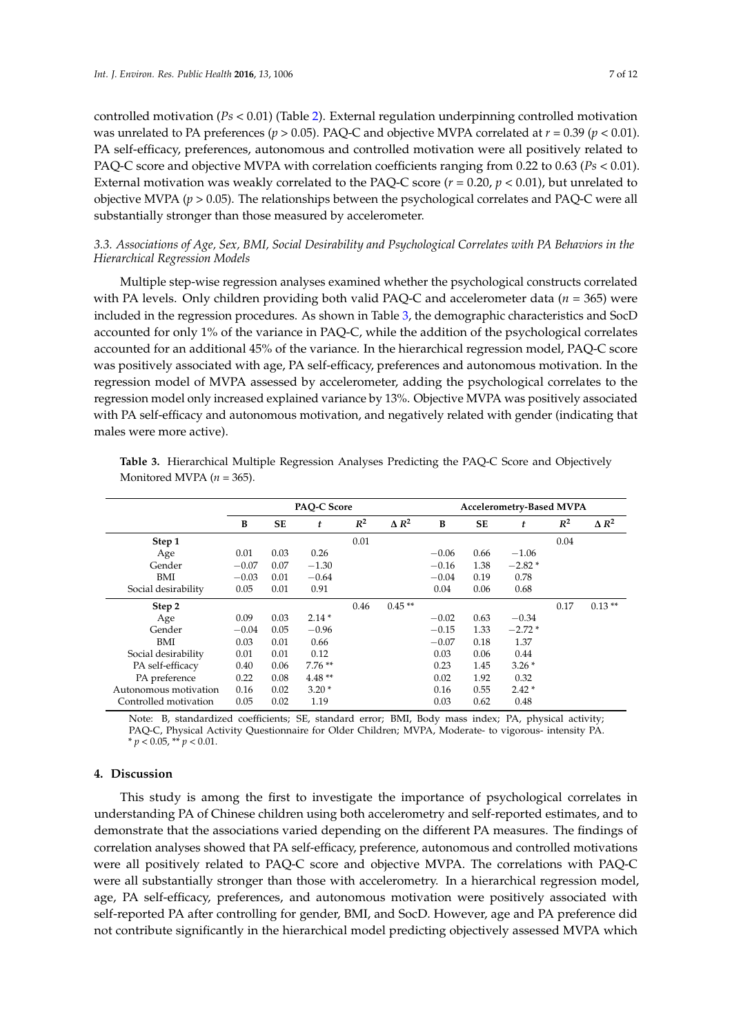controlled motivation (*Ps* < 0.01) (Table 2). External regulation underpinning controlled motivation was unrelated to PA preferences ($p > 0.05$). PAQ-C and objective MVPA correlated at $r = 0.39$ ($p < 0.01$). PA self-efficacy, preferences, autonomous and controlled motivation were all positively related to PAQ-C score and objective MVPA with correlation coefficients ranging from 0.22 to 0.63 (*Ps* < 0.01). External motivation was weakly correlated to the PAQ-C score ($r = 0.20$, $p < 0.01$), but unrelated to objective MVPA ($p > 0.05$). The relationships between the psychological correlates and PAQ-C were all substantially stronger than those measured by accelerometer.

### *3.3. Associations of Age, Sex, BMI, Social Desirability and Psychological Correlates with PA Behaviors in the Hierarchical Regression Models*

Multiple step-wise regression analyses examined whether the psychological constructs correlated with PA levels. Only children providing both valid PAQ-C and accelerometer data ($n = 365$) were included in the regression procedures. As shown in Table 3, the demographic characteristics and SocD accounted for only 1% of the variance in PAQ-C, while the addition of the psychological correlates accounted for an additional 45% of the variance. In the hierarchical regression model, PAQ-C score was positively associated with age, PA self-efficacy, preferences and autonomous motivation. In the regression model of MVPA assessed by accelerometer, adding the psychological correlates to the regression model only increased explained variance by 13%. Objective MVPA was positively associated with PA self-efficacy and autonomous motivation, and negatively related with gender (indicating that males were more active).

**Table 3.** Hierarchical Multiple Regression Analyses Predicting the PAQ-C Score and Objectively Monitored MVPA ($n = 365$).

| | PAQ-C Score | | | | | Accelerometry-Based MVPA | | | | |
|---|---|---|---|---|---|---|---|---|---|---|
| | B | SE | $t$ | $R^2$ | $\Delta R^2$ | B | SE | $t$ | $R^2$ | $\Delta R^2$ |
| **Step 1** | | | | 0.01 | | | | | 0.04 | |
| Age | 0.01 | 0.03 | 0.26 | | | −0.06 | 0.66 | −1.06 | | |
| Gender | −0.07 | 0.07 | −1.30 | | | −0.16 | 1.38 | −2.82 * | | |
| BMI | −0.03 | 0.01 | −0.64 | | | −0.04 | 0.19 | 0.78 | | |
| Social desirability | 0.05 | 0.01 | 0.91 | | | 0.04 | 0.06 | 0.68 | | |
| **Step 2** | | | | 0.46 | 0.45 ** | | | | 0.17 | 0.13 ** |
| Age | 0.09 | 0.03 | 2.14 * | | | −0.02 | 0.63 | −0.34 | | |
| Gender | −0.04 | 0.05 | −0.96 | | | −0.15 | 1.33 | −2.72 * | | |
| BMI | 0.03 | 0.01 | 0.66 | | | −0.07 | 0.18 | 1.37 | | |
| Social desirability | 0.01 | 0.01 | 0.12 | | | 0.03 | 0.06 | 0.44 | | |
| PA self-efficacy | 0.40 | 0.06 | 7.76 ** | | | 0.23 | 1.45 | 3.26 * | | |
| PA preference | 0.22 | 0.08 | 4.48 ** | | | 0.02 | 1.92 | 0.32 | | |
| Autonomous motivation | 0.16 | 0.02 | 3.20 * | | | 0.16 | 0.55 | 2.42 * | | |
| Controlled motivation | 0.05 | 0.02 | 1.19 | | | 0.03 | 0.62 | 0.48 | | |

Note: B, standardized coefficients; SE, standard error; BMI, Body mass index; PA, physical activity; PAQ-C, Physical Activity Questionnaire for Older Children; MVPA, Moderate- to vigorous- intensity PA. * $p < 0.05$, ** $p < 0.01$.

## 4. Discussion

This study is among the first to investigate the importance of psychological correlates in understanding PA of Chinese children using both accelerometry and self-reported estimates, and to demonstrate that the associations varied depending on the different PA measures. The findings of correlation analyses showed that PA self-efficacy, preference, autonomous and controlled motivations were all positively related to PAQ-C score and objective MVPA. The correlations with PAQ-C were all substantially stronger than those with accelerometry. In a hierarchical regression model, age, PA self-efficacy, preferences, and autonomous motivation were positively associated with self-reported PA after controlling for gender, BMI, and SocD. However, age and PA preference did not contribute significantly in the hierarchical model predicting objectively assessed MVPA which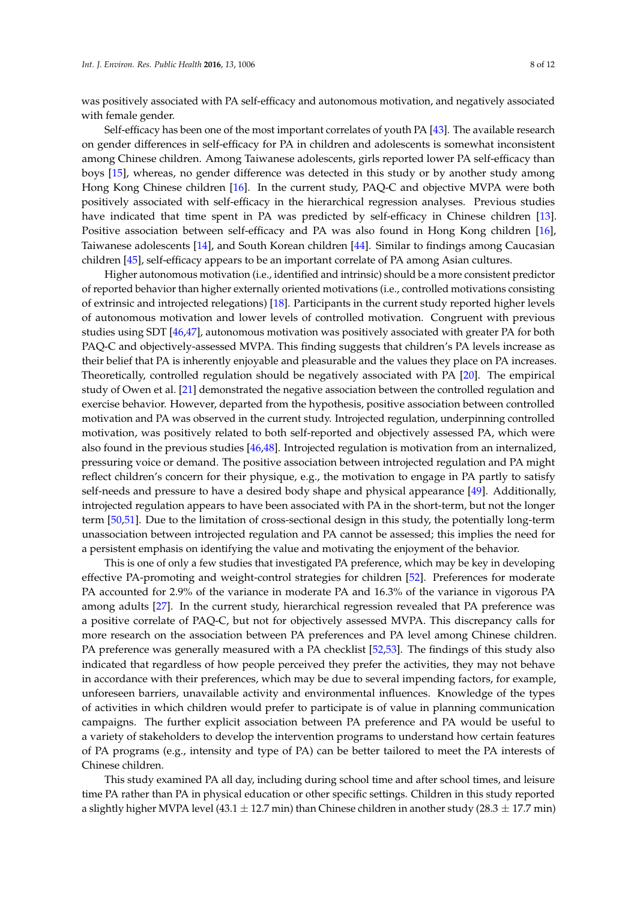was positively associated with PA self-efficacy and autonomous motivation, and negatively associated with female gender.

Self-efficacy has been one of the most important correlates of youth PA [43]. The available research on gender differences in self-efficacy for PA in children and adolescents is somewhat inconsistent among Chinese children. Among Taiwanese adolescents, girls reported lower PA self-efficacy than boys [15], whereas, no gender difference was detected in this study or by another study among Hong Kong Chinese children [16]. In the current study, PAQ-C and objective MVPA were both positively associated with self-efficacy in the hierarchical regression analyses. Previous studies have indicated that time spent in PA was predicted by self-efficacy in Chinese children [13]. Positive association between self-efficacy and PA was also found in Hong Kong children [16], Taiwanese adolescents [14], and South Korean children [44]. Similar to findings among Caucasian children [45], self-efficacy appears to be an important correlate of PA among Asian cultures.

Higher autonomous motivation (i.e., identified and intrinsic) should be a more consistent predictor of reported behavior than higher externally oriented motivations (i.e., controlled motivations consisting of extrinsic and introjected relegations) [18]. Participants in the current study reported higher levels of autonomous motivation and lower levels of controlled motivation. Congruent with previous studies using SDT [46,47], autonomous motivation was positively associated with greater PA for both PAQ-C and objectively-assessed MVPA. This finding suggests that children's PA levels increase as their belief that PA is inherently enjoyable and pleasurable and the values they place on PA increases. Theoretically, controlled regulation should be negatively associated with PA [20]. The empirical study of Owen et al. [21] demonstrated the negative association between the controlled regulation and exercise behavior. However, departed from the hypothesis, positive association between controlled motivation and PA was observed in the current study. Introjected regulation, underpinning controlled motivation, was positively related to both self-reported and objectively assessed PA, which were also found in the previous studies [46,48]. Introjected regulation is motivation from an internalized, pressuring voice or demand. The positive association between introjected regulation and PA might reflect children's concern for their physique, e.g., the motivation to engage in PA partly to satisfy self-needs and pressure to have a desired body shape and physical appearance [49]. Additionally, introjected regulation appears to have been associated with PA in the short-term, but not the longer term [50,51]. Due to the limitation of cross-sectional design in this study, the potentially long-term unassociation between introjected regulation and PA cannot be assessed; this implies the need for a persistent emphasis on identifying the value and motivating the enjoyment of the behavior.

This is one of only a few studies that investigated PA preference, which may be key in developing effective PA-promoting and weight-control strategies for children [52]. Preferences for moderate PA accounted for 2.9% of the variance in moderate PA and 16.3% of the variance in vigorous PA among adults [27]. In the current study, hierarchical regression revealed that PA preference was a positive correlate of PAQ-C, but not for objectively assessed MVPA. This discrepancy calls for more research on the association between PA preferences and PA level among Chinese children. PA preference was generally measured with a PA checklist [52,53]. The findings of this study also indicated that regardless of how people perceived they prefer the activities, they may not behave in accordance with their preferences, which may be due to several impending factors, for example, unforeseen barriers, unavailable activity and environmental influences. Knowledge of the types of activities in which children would prefer to participate is of value in planning communication campaigns. The further explicit association between PA preference and PA would be useful to a variety of stakeholders to develop the intervention programs to understand how certain features of PA programs (e.g., intensity and type of PA) can be better tailored to meet the PA interests of Chinese children.

This study examined PA all day, including during school time and after school times, and leisure time PA rather than PA in physical education or other specific settings. Children in this study reported a slightly higher MVPA level (43.1 ± 12.7 min) than Chinese children in another study (28.3 ± 17.7 min)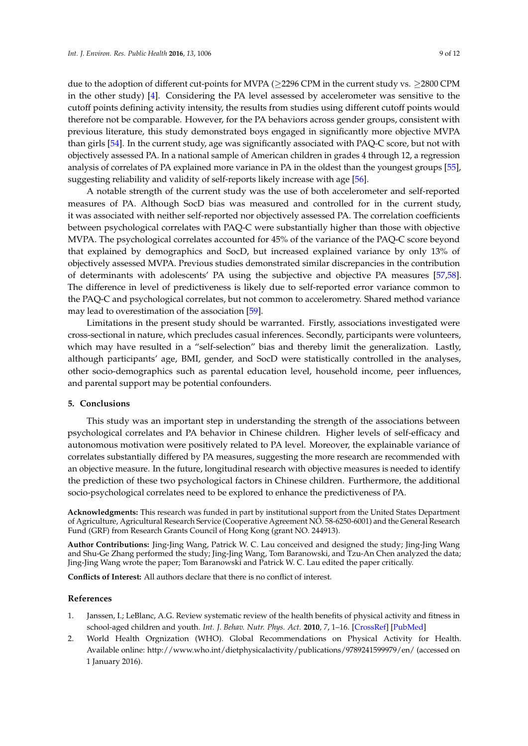due to the adoption of different cut-points for MVPA (≥2296 CPM in the current study vs. ≥2800 CPM in the other study) [4]. Considering the PA level assessed by accelerometer was sensitive to the cutoff points defining activity intensity, the results from studies using different cutoff points would therefore not be comparable. However, for the PA behaviors across gender groups, consistent with previous literature, this study demonstrated boys engaged in significantly more objective MVPA than girls [54]. In the current study, age was significantly associated with PAQ-C score, but not with objectively assessed PA. In a national sample of American children in grades 4 through 12, a regression analysis of correlates of PA explained more variance in PA in the oldest than the youngest groups [55], suggesting reliability and validity of self-reports likely increase with age [56].

A notable strength of the current study was the use of both accelerometer and self-reported measures of PA. Although SocD bias was measured and controlled for in the current study, it was associated with neither self-reported nor objectively assessed PA. The correlation coefficients between psychological correlates with PAQ-C were substantially higher than those with objective MVPA. The psychological correlates accounted for 45% of the variance of the PAQ-C score beyond that explained by demographics and SocD, but increased explained variance by only 13% of objectively assessed MVPA. Previous studies demonstrated similar discrepancies in the contribution of determinants with adolescents' PA using the subjective and objective PA measures [57,58]. The difference in level of predictiveness is likely due to self-reported error variance common to the PAQ-C and psychological correlates, but not common to accelerometry. Shared method variance may lead to overestimation of the association [59].

Limitations in the present study should be warranted. Firstly, associations investigated were cross-sectional in nature, which precludes casual inferences. Secondly, participants were volunteers, which may have resulted in a "self-selection" bias and thereby limit the generalization. Lastly, although participants' age, BMI, gender, and SocD were statistically controlled in the analyses, other socio-demographics such as parental education level, household income, peer influences, and parental support may be potential confounders.

## 5. Conclusions

This study was an important step in understanding the strength of the associations between psychological correlates and PA behavior in Chinese children. Higher levels of self-efficacy and autonomous motivation were positively related to PA level. Moreover, the explainable variance of correlates substantially differed by PA measures, suggesting the more research are recommended with an objective measure. In the future, longitudinal research with objective measures is needed to identify the prediction of these two psychological factors in Chinese children. Furthermore, the additional socio-psychological correlates need to be explored to enhance the predictiveness of PA.

**Acknowledgments:** This research was funded in part by institutional support from the United States Department of Agriculture, Agricultural Research Service (Cooperative Agreement NO. 58-6250-6001) and the General Research Fund (GRF) from Research Grants Council of Hong Kong (grant NO. 244913).

**Author Contributions:** Jing-Jing Wang, Patrick W. C. Lau conceived and designed the study; Jing-Jing Wang and Shu-Ge Zhang performed the study; Jing-Jing Wang, Tom Baranowski, and Tzu-An Chen analyzed the data; Jing-Jing Wang wrote the paper; Tom Baranowski and Patrick W. C. Lau edited the paper critically.

**Conflicts of Interest:** All authors declare that there is no conflict of interest.

## References

1. Janssen, I.; LeBlanc, A.G. Review systematic review of the health benefits of physical activity and fitness in school-aged children and youth. *Int. J. Behav. Nutr. Phys. Act.* **2010**, *7*, 1–16. [CrossRef] [PubMed]
2. World Health Orgnization (WHO). Global Recommendations on Physical Activity for Health. Available online: http://www.who.int/dietphysicalactivity/publications/9789241599979/en/ (accessed on 1 January 2016).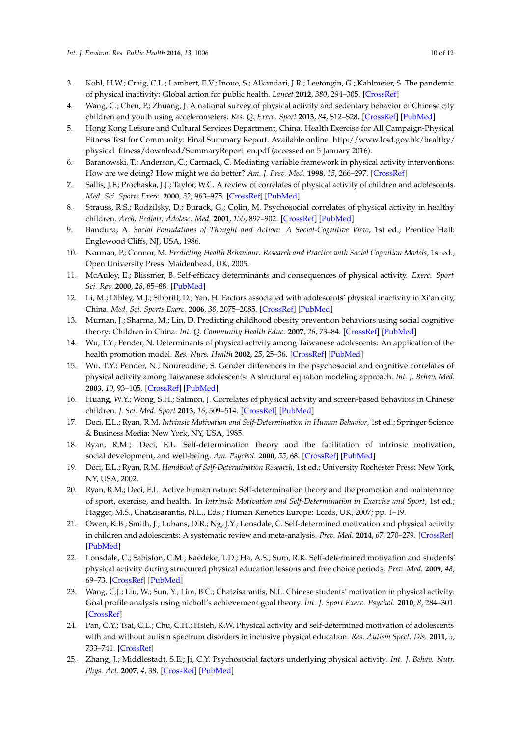3. Kohl, H.W.; Craig, C.L.; Lambert, E.V.; Inoue, S.; Alkandari, J.R.; Leetongin, G.; Kahlmeier, S. The pandemic of physical inactivity: Global action for public health. *Lancet* **2012**, *380*, 294–305. [CrossRef]
4. Wang, C.; Chen, P.; Zhuang, J. A national survey of physical activity and sedentary behavior of Chinese city children and youth using accelerometers. *Res. Q. Exerc. Sport* **2013**, *84*, S12–S28. [CrossRef] [PubMed]
5. Hong Kong Leisure and Cultural Services Department, China. Health Exercise for All Campaign-Physical Fitness Test for Community: Final Summary Report. Available online: http://www.lcsd.gov.hk/healthy/physical_fitness/download/SummaryReport_en.pdf (accessed on 5 January 2016).
6. Baranowski, T.; Anderson, C.; Carmack, C. Mediating variable framework in physical activity interventions: How are we doing? How might we do better? *Am. J. Prev. Med.* **1998**, *15*, 266–297. [CrossRef]
7. Sallis, J.F.; Prochaska, J.J.; Taylor, W.C. A review of correlates of physical activity of children and adolescents. *Med. Sci. Sports Exerc.* **2000**, *32*, 963–975. [CrossRef] [PubMed]
8. Strauss, R.S.; Rodzilsky, D.; Burack, G.; Colin, M. Psychosocial correlates of physical activity in healthy children. *Arch. Pediatr. Adolesc. Med.* **2001**, *155*, 897–902. [CrossRef] [PubMed]
9. Bandura, A. *Social Foundations of Thought and Action: A Social-Cognitive View*, 1st ed.; Prentice Hall: Englewood Cliffs, NJ, USA, 1986.
10. Norman, P.; Connor, M. *Predicting Health Behaviour: Research and Practice with Social Cognition Models*, 1st ed.; Open University Press: Maidenhead, UK, 2005.
11. McAuley, E.; Blissmer, B. Self-efficacy determinants and consequences of physical activity. *Exerc. Sport Sci. Rev.* **2000**, *28*, 85–88. [PubMed]
12. Li, M.; Dibley, M.J.; Sibbritt, D.; Yan, H. Factors associated with adolescents' physical inactivity in Xi'an city, China. *Med. Sci. Sports Exerc.* **2006**, *38*, 2075–2085. [CrossRef] [PubMed]
13. Murnan, J.; Sharma, M.; Lin, D. Predicting childhood obesity prevention behaviors using social cognitive theory: Children in China. *Int. Q. Community Health Educ.* **2007**, *26*, 73–84. [CrossRef] [PubMed]
14. Wu, T.Y.; Pender, N. Determinants of physical activity among Taiwanese adolescents: An application of the health promotion model. *Res. Nurs. Health* **2002**, *25*, 25–36. [CrossRef] [PubMed]
15. Wu, T.Y.; Pender, N.; Noureddine, S. Gender differences in the psychosocial and cognitive correlates of physical activity among Taiwanese adolescents: A structural equation modeling approach. *Int. J. Behav. Med.* **2003**, *10*, 93–105. [CrossRef] [PubMed]
16. Huang, W.Y.; Wong, S.H.; Salmon, J. Correlates of physical activity and screen-based behaviors in Chinese children. *J. Sci. Med. Sport* **2013**, *16*, 509–514. [CrossRef] [PubMed]
17. Deci, E.L.; Ryan, R.M. *Intrinsic Motivation and Self-Determination in Human Behavior*, 1st ed.; Springer Science & Business Media: New York, NY, USA, 1985.
18. Ryan, R.M.; Deci, E.L. Self-determination theory and the facilitation of intrinsic motivation, social development, and well-being. *Am. Psychol.* **2000**, *55*, 68. [CrossRef] [PubMed]
19. Deci, E.L.; Ryan, R.M. *Handbook of Self-Determination Research*, 1st ed.; University Rochester Press: New York, NY, USA, 2002.
20. Ryan, R.M.; Deci, E.L. Active human nature: Self-determination theory and the promotion and maintenance of sport, exercise, and health. In *Intrinsic Motivation and Self-Determination in Exercise and Sport*, 1st ed.; Hagger, M.S., Chatzisarantis, N.L., Eds.; Human Kenetics Europe: Lccds, UK, 2007; pp. 1–19.
21. Owen, K.B.; Smith, J.; Lubans, D.R.; Ng, J.Y.; Lonsdale, C. Self-determined motivation and physical activity in children and adolescents: A systematic review and meta-analysis. *Prev. Med.* **2014**, *67*, 270–279. [CrossRef] [PubMed]
22. Lonsdale, C.; Sabiston, C.M.; Raedeke, T.D.; Ha, A.S.; Sum, R.K. Self-determined motivation and students' physical activity during structured physical education lessons and free choice periods. *Prev. Med.* **2009**, *48*, 69–73. [CrossRef] [PubMed]
23. Wang, C.J.; Liu, W.; Sun, Y.; Lim, B.C.; Chatzisarantis, N.L. Chinese students' motivation in physical activity: Goal profile analysis using nicholl's achievement goal theory. *Int. J. Sport Exerc. Psychol.* **2010**, *8*, 284–301. [CrossRef]
24. Pan, C.Y.; Tsai, C.L.; Chu, C.H.; Hsieh, K.W. Physical activity and self-determined motivation of adolescents with and without autism spectrum disorders in inclusive physical education. *Res. Autism Spect. Dis.* **2011**, *5*, 733–741. [CrossRef]
25. Zhang, J.; Middlestadt, S.E.; Ji, C.Y. Psychosocial factors underlying physical activity. *Int. J. Behav. Nutr. Phys. Act.* **2007**, *4*, 38. [CrossRef] [PubMed]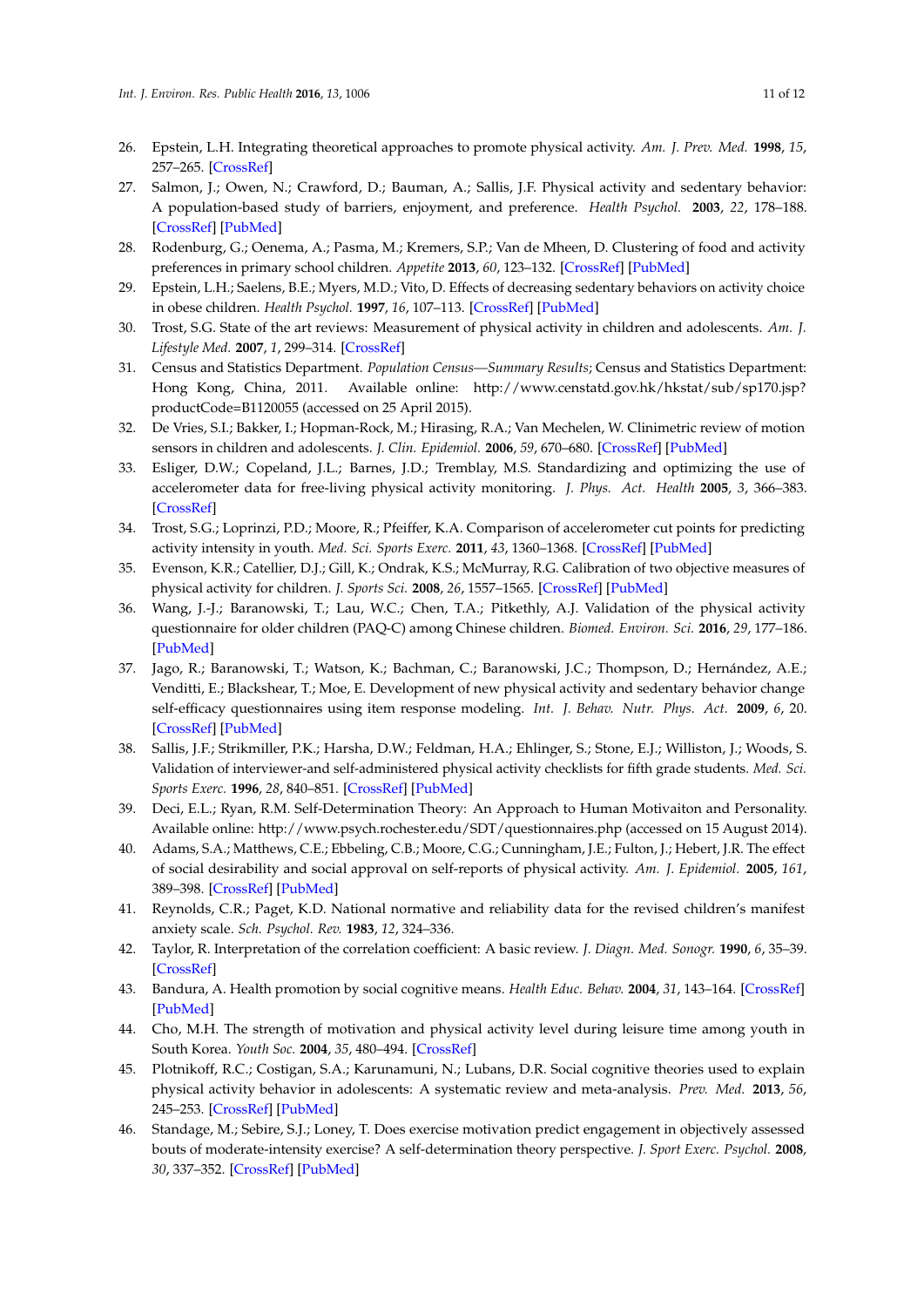26. Epstein, L.H. Integrating theoretical approaches to promote physical activity. *Am. J. Prev. Med.* **1998**, *15*, 257–265. [CrossRef]
27. Salmon, J.; Owen, N.; Crawford, D.; Bauman, A.; Sallis, J.F. Physical activity and sedentary behavior: A population-based study of barriers, enjoyment, and preference. *Health Psychol.* **2003**, *22*, 178–188. [CrossRef] [PubMed]
28. Rodenburg, G.; Oenema, A.; Pasma, M.; Kremers, S.P.; Van de Mheen, D. Clustering of food and activity preferences in primary school children. *Appetite* **2013**, *60*, 123–132. [CrossRef] [PubMed]
29. Epstein, L.H.; Saelens, B.E.; Myers, M.D.; Vito, D. Effects of decreasing sedentary behaviors on activity choice in obese children. *Health Psychol.* **1997**, *16*, 107–113. [CrossRef] [PubMed]
30. Trost, S.G. State of the art reviews: Measurement of physical activity in children and adolescents. *Am. J. Lifestyle Med.* **2007**, *1*, 299–314. [CrossRef]
31. Census and Statistics Department. *Population Census—Summary Results*; Census and Statistics Department: Hong Kong, China, 2011. Available online: http://www.censtatd.gov.hk/hkstat/sub/sp170.jsp?productCode=B1120055 (accessed on 25 April 2015).
32. De Vries, S.I.; Bakker, I.; Hopman-Rock, M.; Hirasing, R.A.; Van Mechelen, W. Clinimetric review of motion sensors in children and adolescents. *J. Clin. Epidemiol.* **2006**, *59*, 670–680. [CrossRef] [PubMed]
33. Esliger, D.W.; Copeland, J.L.; Barnes, J.D.; Tremblay, M.S. Standardizing and optimizing the use of accelerometer data for free-living physical activity monitoring. *J. Phys. Act. Health* **2005**, *3*, 366–383. [CrossRef]
34. Trost, S.G.; Loprinzi, P.D.; Moore, R.; Pfeiffer, K.A. Comparison of accelerometer cut points for predicting activity intensity in youth. *Med. Sci. Sports Exerc.* **2011**, *43*, 1360–1368. [CrossRef] [PubMed]
35. Evenson, K.R.; Catellier, D.J.; Gill, K.; Ondrak, K.S.; McMurray, R.G. Calibration of two objective measures of physical activity for children. *J. Sports Sci.* **2008**, *26*, 1557–1565. [CrossRef] [PubMed]
36. Wang, J.-J.; Baranowski, T.; Lau, W.C.; Chen, T.A.; Pitkethly, A.J. Validation of the physical activity questionnaire for older children (PAQ-C) among Chinese children. *Biomed. Environ. Sci.* **2016**, *29*, 177–186. [PubMed]
37. Jago, R.; Baranowski, T.; Watson, K.; Bachman, C.; Baranowski, J.C.; Thompson, D.; Hernández, A.E.; Venditti, E.; Blackshear, T.; Moe, E. Development of new physical activity and sedentary behavior change self-efficacy questionnaires using item response modeling. *Int. J. Behav. Nutr. Phys. Act.* **2009**, *6*, 20. [CrossRef] [PubMed]
38. Sallis, J.F.; Strikmiller, P.K.; Harsha, D.W.; Feldman, H.A.; Ehlinger, S.; Stone, E.J.; Williston, J.; Woods, S. Validation of interviewer-and self-administered physical activity checklists for fifth grade students. *Med. Sci. Sports Exerc.* **1996**, *28*, 840–851. [CrossRef] [PubMed]
39. Deci, E.L.; Ryan, R.M. Self-Determination Theory: An Approach to Human Motivaiton and Personality. Available online: http://www.psych.rochester.edu/SDT/questionnaires.php (accessed on 15 August 2014).
40. Adams, S.A.; Matthews, C.E.; Ebbeling, C.B.; Moore, C.G.; Cunningham, J.E.; Fulton, J.; Hebert, J.R. The effect of social desirability and social approval on self-reports of physical activity. *Am. J. Epidemiol.* **2005**, *161*, 389–398. [CrossRef] [PubMed]
41. Reynolds, C.R.; Paget, K.D. National normative and reliability data for the revised children's manifest anxiety scale. *Sch. Psychol. Rev.* **1983**, *12*, 324–336.
42. Taylor, R. Interpretation of the correlation coefficient: A basic review. *J. Diagn. Med. Sonogr.* **1990**, *6*, 35–39. [CrossRef]
43. Bandura, A. Health promotion by social cognitive means. *Health Educ. Behav.* **2004**, *31*, 143–164. [CrossRef] [PubMed]
44. Cho, M.H. The strength of motivation and physical activity level during leisure time among youth in South Korea. *Youth Soc.* **2004**, *35*, 480–494. [CrossRef]
45. Plotnikoff, R.C.; Costigan, S.A.; Karunamuni, N.; Lubans, D.R. Social cognitive theories used to explain physical activity behavior in adolescents: A systematic review and meta-analysis. *Prev. Med.* **2013**, *56*, 245–253. [CrossRef] [PubMed]
46. Standage, M.; Sebire, S.J.; Loney, T. Does exercise motivation predict engagement in objectively assessed bouts of moderate-intensity exercise? A self-determination theory perspective. *J. Sport Exerc. Psychol.* **2008**, *30*, 337–352. [CrossRef] [PubMed]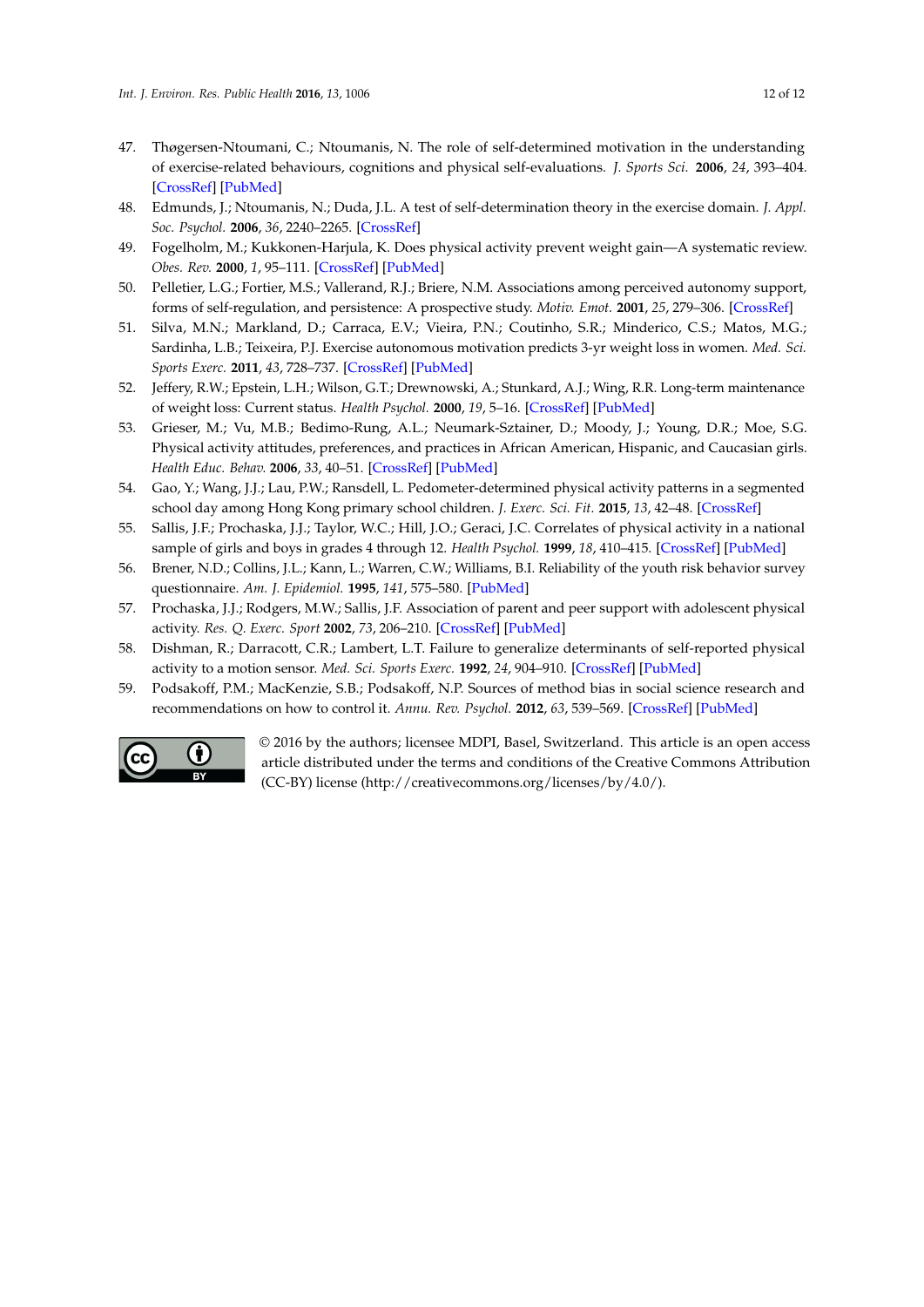47. Thøgersen-Ntoumani, C.; Ntoumanis, N. The role of self-determined motivation in the understanding of exercise-related behaviours, cognitions and physical self-evaluations. *J. Sports Sci.* **2006**, *24*, 393–404. [CrossRef] [PubMed]
48. Edmunds, J.; Ntoumanis, N.; Duda, J.L. A test of self-determination theory in the exercise domain. *J. Appl. Soc. Psychol.* **2006**, *36*, 2240–2265. [CrossRef]
49. Fogelholm, M.; Kukkonen-Harjula, K. Does physical activity prevent weight gain—A systematic review. *Obes. Rev.* **2000**, *1*, 95–111. [CrossRef] [PubMed]
50. Pelletier, L.G.; Fortier, M.S.; Vallerand, R.J.; Briere, N.M. Associations among perceived autonomy support, forms of self-regulation, and persistence: A prospective study. *Motiv. Emot.* **2001**, *25*, 279–306. [CrossRef]
51. Silva, M.N.; Markland, D.; Carraca, E.V.; Vieira, P.N.; Coutinho, S.R.; Minderico, C.S.; Matos, M.G.; Sardinha, L.B.; Teixeira, P.J. Exercise autonomous motivation predicts 3-yr weight loss in women. *Med. Sci. Sports Exerc.* **2011**, *43*, 728–737. [CrossRef] [PubMed]
52. Jeffery, R.W.; Epstein, L.H.; Wilson, G.T.; Drewnowski, A.; Stunkard, A.J.; Wing, R.R. Long-term maintenance of weight loss: Current status. *Health Psychol.* **2000**, *19*, 5–16. [CrossRef] [PubMed]
53. Grieser, M.; Vu, M.B.; Bedimo-Rung, A.L.; Neumark-Sztainer, D.; Moody, J.; Young, D.R.; Moe, S.G. Physical activity attitudes, preferences, and practices in African American, Hispanic, and Caucasian girls. *Health Educ. Behav.* **2006**, *33*, 40–51. [CrossRef] [PubMed]
54. Gao, Y.; Wang, J.J.; Lau, P.W.; Ransdell, L. Pedometer-determined physical activity patterns in a segmented school day among Hong Kong primary school children. *J. Exerc. Sci. Fit.* **2015**, *13*, 42–48. [CrossRef]
55. Sallis, J.F.; Prochaska, J.J.; Taylor, W.C.; Hill, J.O.; Geraci, J.C. Correlates of physical activity in a national sample of girls and boys in grades 4 through 12. *Health Psychol.* **1999**, *18*, 410–415. [CrossRef] [PubMed]
56. Brener, N.D.; Collins, J.L.; Kann, L.; Warren, C.W.; Williams, B.I. Reliability of the youth risk behavior survey questionnaire. *Am. J. Epidemiol.* **1995**, *141*, 575–580. [PubMed]
57. Prochaska, J.J.; Rodgers, M.W.; Sallis, J.F. Association of parent and peer support with adolescent physical activity. *Res. Q. Exerc. Sport* **2002**, *73*, 206–210. [CrossRef] [PubMed]
58. Dishman, R.; Darracott, C.R.; Lambert, L.T. Failure to generalize determinants of self-reported physical activity to a motion sensor. *Med. Sci. Sports Exerc.* **1992**, *24*, 904–910. [CrossRef] [PubMed]
59. Podsakoff, P.M.; MacKenzie, S.B.; Podsakoff, N.P. Sources of method bias in social science research and recommendations on how to control it. *Annu. Rev. Psychol.* **2012**, *63*, 539–569. [CrossRef] [PubMed]

© 2016 by the authors; licensee MDPI, Basel, Switzerland. This article is an open access article distributed under the terms and conditions of the Creative Commons Attribution (CC-BY) license (http://creativecommons.org/licenses/by/4.0/).